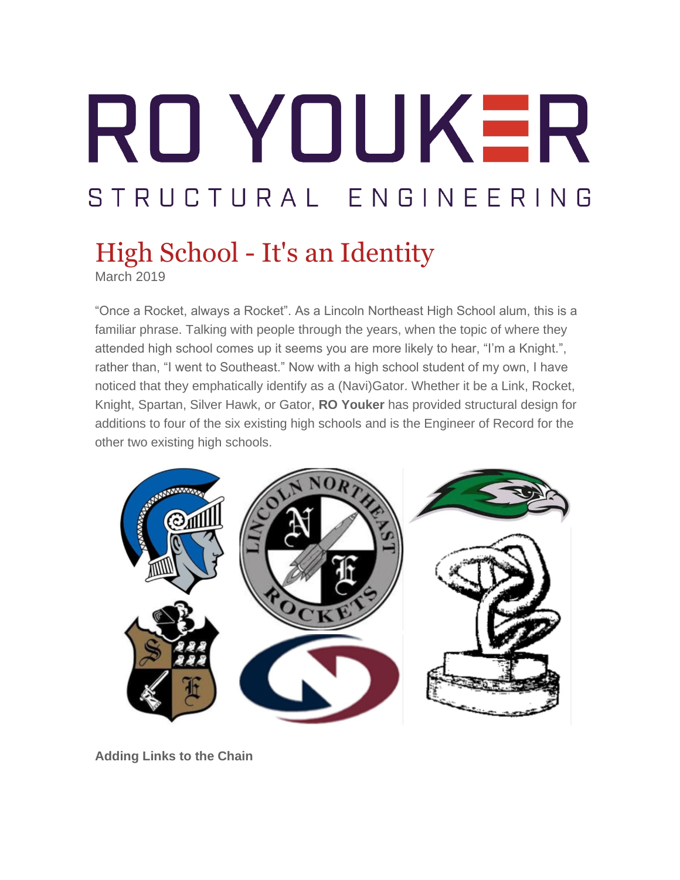# RO YOUKER

STRUCTURAL ENGINEERING

## High School - It's an Identity

March 2019

“Once a Rocket, always a Rocket”. As a Lincoln Northeast High School alum, this is a familiar phrase. Talking with people through the years, when the topic of where they attended high school comes up it seems you are more likely to hear, “I’m a Knight.”, rather than, “I went to Southeast.” Now with a high school student of my own, I have noticed that they emphatically identify as a (Navi)Gator. Whether it be a Link, Rocket, Knight, Spartan, Silver Hawk, or Gator, **RO Youker** has provided structural design for additions to four of the six existing high schools and is the Engineer of Record for the other two existing high schools.

**Adding Links to the Chain**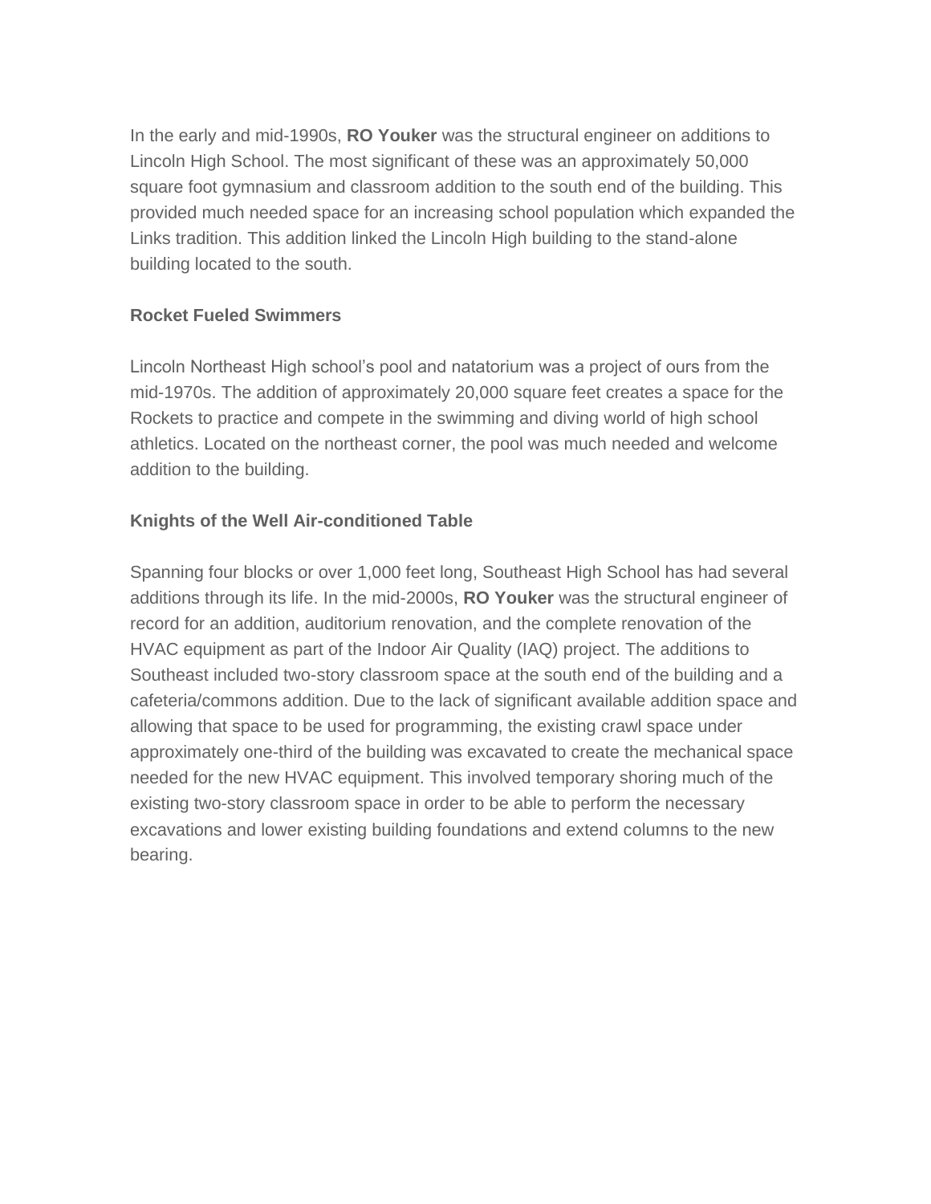In the early and mid-1990s, **RO Youker** was the structural engineer on additions to Lincoln High School. The most significant of these was an approximately 50,000 square foot gymnasium and classroom addition to the south end of the building. This provided much needed space for an increasing school population which expanded the Links tradition. This addition linked the Lincoln High building to the stand-alone building located to the south.

### Rocket Fueled Swimmers

Lincoln Northeast High school's pool and natatorium was a project of ours from the mid-1970s. The addition of approximately 20,000 square feet creates a space for the Rockets to practice and compete in the swimming and diving world of high school athletics. Located on the northeast corner, the pool was much needed and welcome addition to the building.

### Knights of the Well Air-conditioned Table

Spanning four blocks or over 1,000 feet long, Southeast High School has had several additions through its life. In the mid-2000s, **RO Youker** was the structural engineer of record for an addition, auditorium renovation, and the complete renovation of the HVAC equipment as part of the Indoor Air Quality (IAQ) project. The additions to Southeast included two-story classroom space at the south end of the building and a cafeteria/commons addition. Due to the lack of significant available addition space and allowing that space to be used for programming, the existing crawl space under approximately one-third of the building was excavated to create the mechanical space needed for the new HVAC equipment. This involved temporary shoring much of the existing two-story classroom space in order to be able to perform the necessary excavations and lower existing building foundations and extend columns to the new bearing.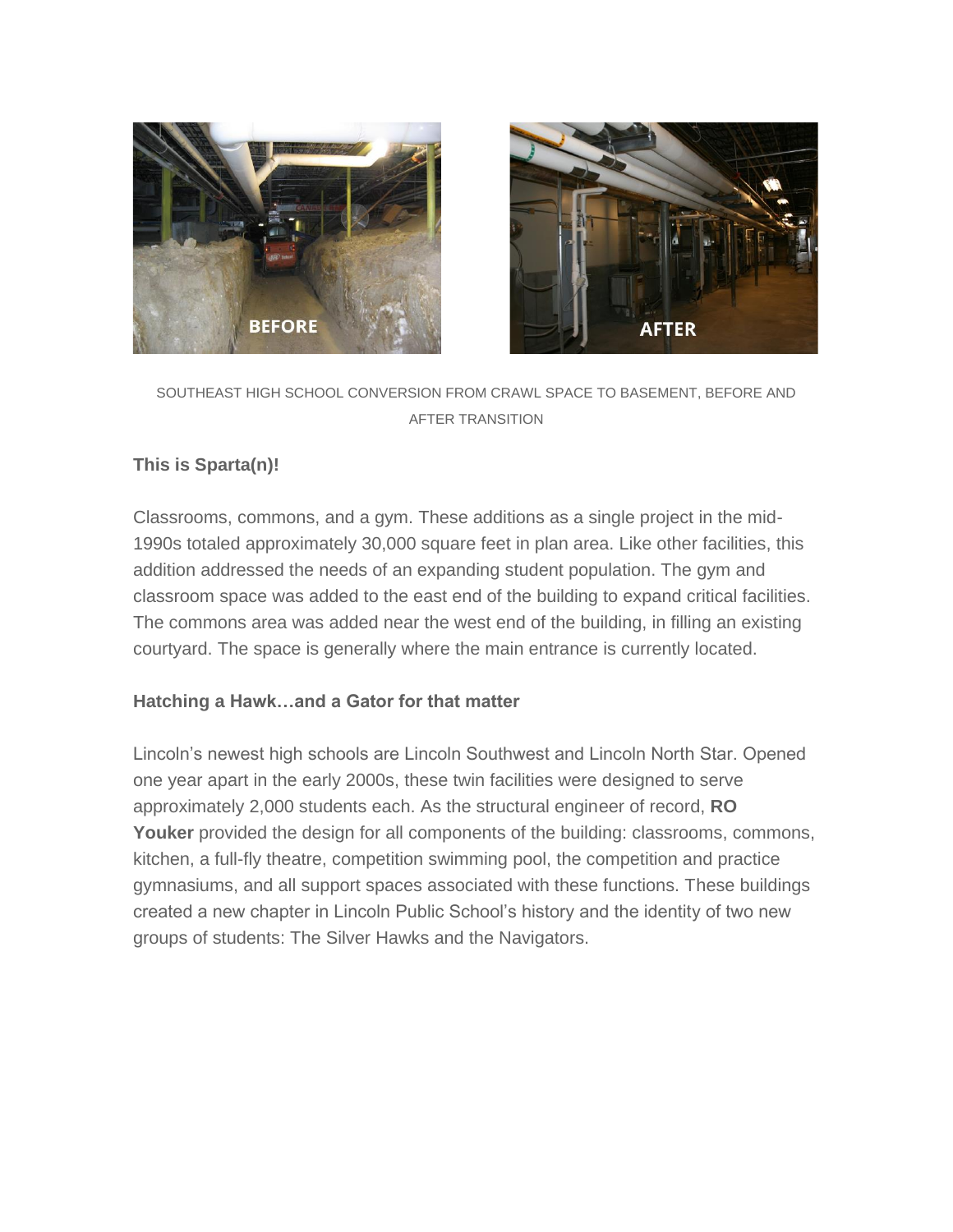SOUTHEAST HIGH SCHOOL CONVERSION FROM CRAWL SPACE TO BASEMENT, BEFORE AND AFTER TRANSITION

**This is Sparta(n)!**

Classrooms, commons, and a gym. These additions as a single project in the mid-1990s totaled approximately 30,000 square feet in plan area. Like other facilities, this addition addressed the needs of an expanding student population. The gym and classroom space was added to the east end of the building to expand critical facilities. The commons area was added near the west end of the building, in filling an existing courtyard. The space is generally where the main entrance is currently located.

**Hatching a Hawk…and a Gator for that matter**

Lincoln's newest high schools are Lincoln Southwest and Lincoln North Star. Opened one year apart in the early 2000s, these twin facilities were designed to serve approximately 2,000 students each. As the structural engineer of record, **RO Youker** provided the design for all components of the building: classrooms, commons, kitchen, a full-fly theatre, competition swimming pool, the competition and practice gymnasiums, and all support spaces associated with these functions. These buildings created a new chapter in Lincoln Public School's history and the identity of two new groups of students: The Silver Hawks and the Navigators.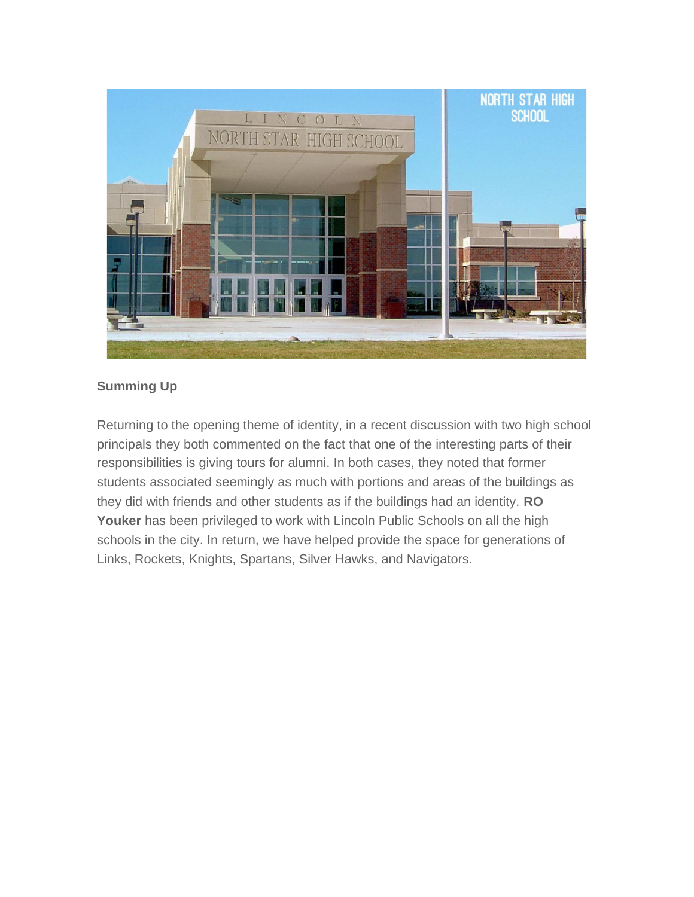**Summing Up**

Returning to the opening theme of identity, in a recent discussion with two high school principals they both commented on the fact that one of the interesting parts of their responsibilities is giving tours for alumni. In both cases, they noted that former students associated seemingly as much with portions and areas of the buildings as they did with friends and other students as if the buildings had an identity. **RO Youker** has been privileged to work with Lincoln Public Schools on all the high schools in the city. In return, we have helped provide the space for generations of Links, Rockets, Knights, Spartans, Silver Hawks, and Navigators.